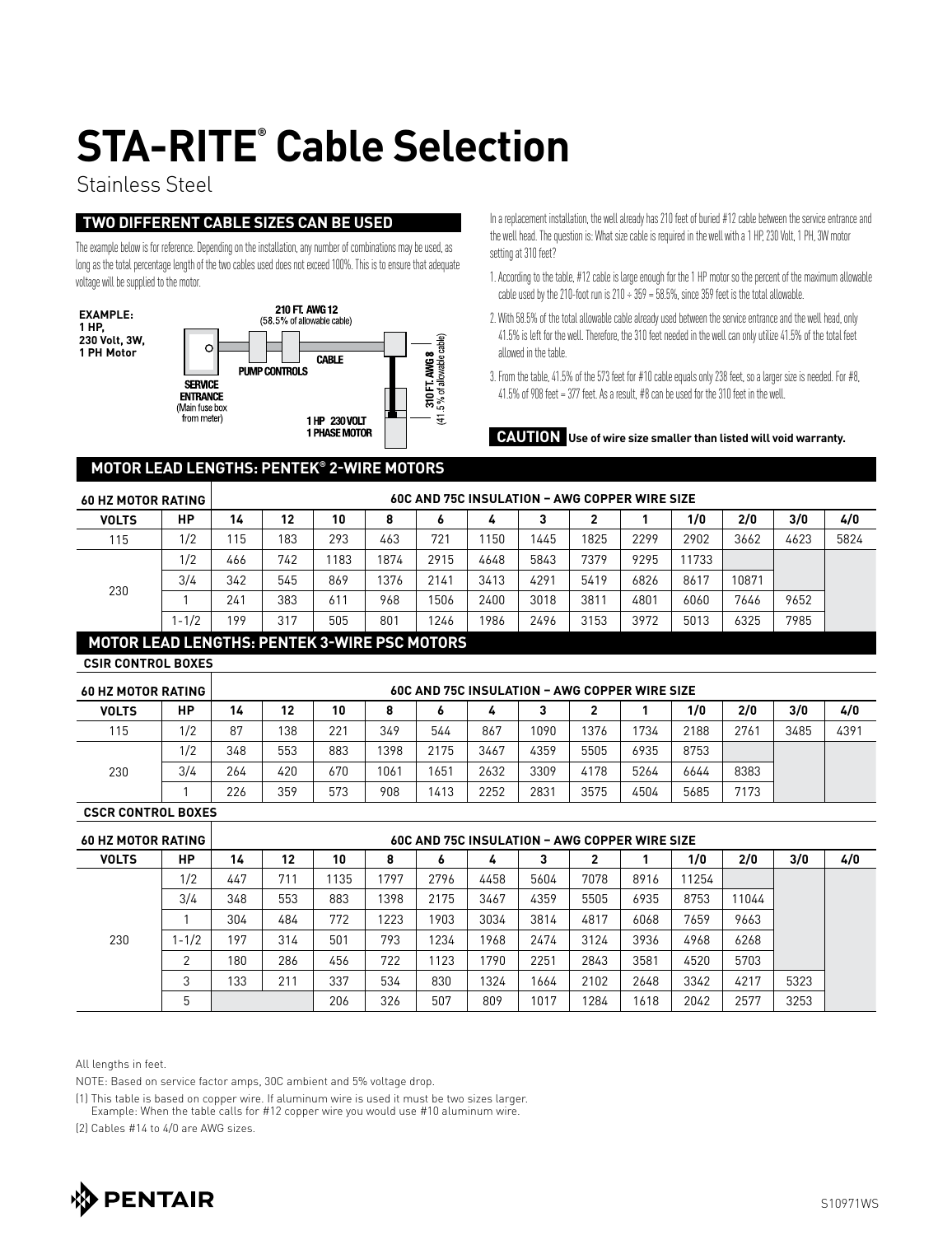# STA-RITE® Cable Selection

Stainless Steel

## TWO DIFFERENT CABLE SIZES CAN BE USED

The example below is for reference. Depending on the installation, any number of combinations may be used, as long as the total percentage length of the two cables used does not exceed 100%. This is to ensure that adequate voltage will be supplied to the motor.

**EXAMPLE:**
**1 HP,**
**230 Volt, 3W,**
**1 PH Motor**

210 FT. AWG 12 (58.5% of allowable cable)
PUMP CONTROLS
CABLE
SERVICE ENTRANCE (Main fuse box from meter)
1 HP 230 VOLT 1 PHASE MOTOR
310 FT. AWG 8 (41.5% of allowable cable)

In a replacement installation, the well already has 210 feet of buried #12 cable between the service entrance and the well head. The question is: What size cable is required in the well with a 1 HP, 230 Volt, 1 PH, 3W motor setting at 310 feet?

1. According to the table, #12 cable is large enough for the 1 HP motor so the percent of the maximum allowable cable used by the 210-foot run is 210 ÷ 359 = 58.5%, since 359 feet is the total allowable.
2. With 58.5% of the total allowable cable already used between the service entrance and the well head, only 41.5% is left for the well. Therefore, the 310 feet needed in the well can only utilize 41.5% of the total feet allowed in the table.
3. From the table, 41.5% of the 573 feet for #10 cable equals only 238 feet, so a larger size is needed. For #8, 41.5% of 908 feet = 377 feet. As a result, #8 can be used for the 310 feet in the well.

**CAUTION** **Use of wire size smaller than listed will void warranty.**

## MOTOR LEAD LENGTHS: PENTEK® 2-WIRE MOTORS

| 60 HZ MOTOR RATING | | 60C AND 75C INSULATION – AWG COPPER WIRE SIZE | | | | | | | | | | | | |
|---|---|---|---|---|---|---|---|---|---|---|---|---|---|---|
| VOLTS | HP | 14 | 12 | 10 | 8 | 6 | 4 | 3 | 2 | 1 | 1/0 | 2/0 | 3/0 | 4/0 |
| 115 | 1/2 | 115 | 183 | 293 | 463 | 721 | 1150 | 1445 | 1825 | 2299 | 2902 | 3662 | 4623 | 5824 |
| 230 | 1/2 | 466 | 742 | 1183 | 1874 | 2915 | 4648 | 5843 | 7379 | 9295 | 11733 | | | |
| | 3/4 | 342 | 545 | 869 | 1376 | 2141 | 3413 | 4291 | 5419 | 6826 | 8617 | 10871 | | |
| | 1 | 241 | 383 | 611 | 968 | 1506 | 2400 | 3018 | 3811 | 4801 | 6060 | 7646 | 9652 | |
| | 1-1/2 | 199 | 317 | 505 | 801 | 1246 | 1986 | 2496 | 3153 | 3972 | 5013 | 6325 | 7985 | |

## MOTOR LEAD LENGTHS: PENTEK 3-WIRE PSC MOTORS

**CSIR CONTROL BOXES**

| 60 HZ MOTOR RATING | | 60C AND 75C INSULATION – AWG COPPER WIRE SIZE | | | | | | | | | | | | |
|---|---|---|---|---|---|---|---|---|---|---|---|---|---|---|
| VOLTS | HP | 14 | 12 | 10 | 8 | 6 | 4 | 3 | 2 | 1 | 1/0 | 2/0 | 3/0 | 4/0 |
| 115 | 1/2 | 87 | 138 | 221 | 349 | 544 | 867 | 1090 | 1376 | 1734 | 2188 | 2761 | 3485 | 4391 |
| 230 | 1/2 | 348 | 553 | 883 | 1398 | 2175 | 3467 | 4359 | 5505 | 6935 | 8753 | | | |
| | 3/4 | 264 | 420 | 670 | 1061 | 1651 | 2632 | 3309 | 4178 | 5264 | 6644 | 8383 | | |
| | 1 | 226 | 359 | 573 | 908 | 1413 | 2252 | 2831 | 3575 | 4504 | 5685 | 7173 | | |

**CSCR CONTROL BOXES**

| 60 HZ MOTOR RATING | | 60C AND 75C INSULATION – AWG COPPER WIRE SIZE | | | | | | | | | | | | |
|---|---|---|---|---|---|---|---|---|---|---|---|---|---|---|
| VOLTS | HP | 14 | 12 | 10 | 8 | 6 | 4 | 3 | 2 | 1 | 1/0 | 2/0 | 3/0 | 4/0 |
| 230 | 1/2 | 447 | 711 | 1135 | 1797 | 2796 | 4458 | 5604 | 7078 | 8916 | 11254 | | | |
| | 3/4 | 348 | 553 | 883 | 1398 | 2175 | 3467 | 4359 | 5505 | 6935 | 8753 | 11044 | | |
| | 1 | 304 | 484 | 772 | 1223 | 1903 | 3034 | 3814 | 4817 | 6068 | 7659 | 9663 | | |
| | 1-1/2 | 197 | 314 | 501 | 793 | 1234 | 1968 | 2474 | 3124 | 3936 | 4968 | 6268 | | |
| | 2 | 180 | 286 | 456 | 722 | 1123 | 1790 | 2251 | 2843 | 3581 | 4520 | 5703 | | |
| | 3 | 133 | 211 | 337 | 534 | 830 | 1324 | 1664 | 2102 | 2648 | 3342 | 4217 | 5323 | |
| | 5 | | | 206 | 326 | 507 | 809 | 1017 | 1284 | 1618 | 2042 | 2577 | 3253 | |

All lengths in feet.

NOTE: Based on service factor amps, 30C ambient and 5% voltage drop.

(1) This table is based on copper wire. If aluminum wire is used it must be two sizes larger.
Example: When the table calls for #12 copper wire you would use #10 aluminum wire.

(2) Cables #14 to 4/0 are AWG sizes.

PENTAIR

S10971WS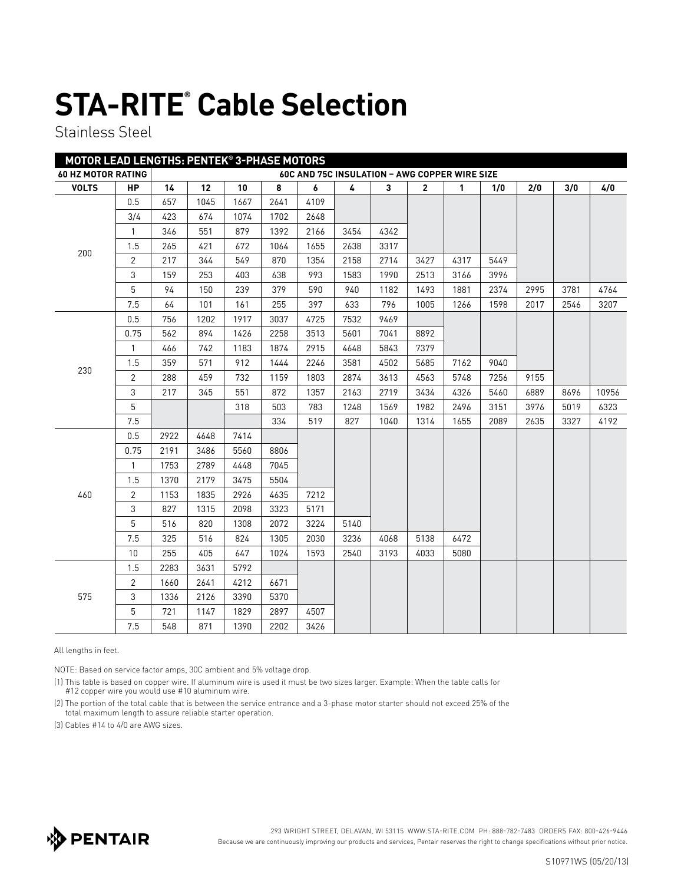# STA-RITE® Cable Selection

Stainless Steel

| MOTOR LEAD LENGTHS: PENTEK® 3-PHASE MOTORS | | | | | | | | | | | | | | |
|---|---|---|---|---|---|---|---|---|---|---|---|---|---|---|
| 60 HZ MOTOR RATING | | 60C AND 75C INSULATION – AWG COPPER WIRE SIZE | | | | | | | | | | | | |
| VOLTS | HP | 14 | 12 | 10 | 8 | 6 | 4 | 3 | 2 | 1 | 1/0 | 2/0 | 3/0 | 4/0 |
| 200 | 0.5 | 657 | 1045 | 1667 | 2641 | 4109 | | | | | | | | |
| | 3/4 | 423 | 674 | 1074 | 1702 | 2648 | | | | | | | | |
| | 1 | 346 | 551 | 879 | 1392 | 2166 | 3454 | 4342 | | | | | | |
| | 1.5 | 265 | 421 | 672 | 1064 | 1655 | 2638 | 3317 | | | | | | |
| | 2 | 217 | 344 | 549 | 870 | 1354 | 2158 | 2714 | 3427 | 4317 | 5449 | | | |
| | 3 | 159 | 253 | 403 | 638 | 993 | 1583 | 1990 | 2513 | 3166 | 3996 | | | |
| | 5 | 94 | 150 | 239 | 379 | 590 | 940 | 1182 | 1493 | 1881 | 2374 | 2995 | 3781 | 4764 |
| | 7.5 | 64 | 101 | 161 | 255 | 397 | 633 | 796 | 1005 | 1266 | 1598 | 2017 | 2546 | 3207 |
| 230 | 0.5 | 756 | 1202 | 1917 | 3037 | 4725 | 7532 | 9469 | | | | | | |
| | 0.75 | 562 | 894 | 1426 | 2258 | 3513 | 5601 | 7041 | 8892 | | | | | |
| | 1 | 466 | 742 | 1183 | 1874 | 2915 | 4648 | 5843 | 7379 | | | | | |
| | 1.5 | 359 | 571 | 912 | 1444 | 2246 | 3581 | 4502 | 5685 | 7162 | 9040 | | | |
| | 2 | 288 | 459 | 732 | 1159 | 1803 | 2874 | 3613 | 4563 | 5748 | 7256 | 9155 | | |
| | 3 | 217 | 345 | 551 | 872 | 1357 | 2163 | 2719 | 3434 | 4326 | 5460 | 6889 | 8696 | 10956 |
| | 5 | | | 318 | 503 | 783 | 1248 | 1569 | 1982 | 2496 | 3151 | 3976 | 5019 | 6323 |
| | 7.5 | | | | 334 | 519 | 827 | 1040 | 1314 | 1655 | 2089 | 2635 | 3327 | 4192 |
| 460 | 0.5 | 2922 | 4648 | 7414 | | | | | | | | | | |
| | 0.75 | 2191 | 3486 | 5560 | 8806 | | | | | | | | | |
| | 1 | 1753 | 2789 | 4448 | 7045 | | | | | | | | | |
| | 1.5 | 1370 | 2179 | 3475 | 5504 | | | | | | | | | |
| | 2 | 1153 | 1835 | 2926 | 4635 | 7212 | | | | | | | | |
| | 3 | 827 | 1315 | 2098 | 3323 | 5171 | | | | | | | | |
| | 5 | 516 | 820 | 1308 | 2072 | 3224 | 5140 | | | | | | | |
| | 7.5 | 325 | 516 | 824 | 1305 | 2030 | 3236 | 4068 | 5138 | 6472 | | | | |
| | 10 | 255 | 405 | 647 | 1024 | 1593 | 2540 | 3193 | 4033 | 5080 | | | | |
| 575 | 1.5 | 2283 | 3631 | 5792 | | | | | | | | | | |
| | 2 | 1660 | 2641 | 4212 | 6671 | | | | | | | | | |
| | 3 | 1336 | 2126 | 3390 | 5370 | | | | | | | | | |
| | 5 | 721 | 1147 | 1829 | 2897 | 4507 | | | | | | | | |
| | 7.5 | 548 | 871 | 1390 | 2202 | 3426 | | | | | | | | |

All lengths in feet.

NOTE: Based on service factor amps, 30C ambient and 5% voltage drop.

(1) This table is based on copper wire. If aluminum wire is used it must be two sizes larger. Example: When the table calls for #12 copper wire you would use #10 aluminum wire.

(2) The portion of the total cable that is between the service entrance and a 3-phase motor starter should not exceed 25% of the total maximum length to assure reliable starter operation.

(3) Cables #14 to 4/0 are AWG sizes.

PENTAIR

293 WRIGHT STREET, DELAVAN, WI 53115 WWW.STA-RITE.COM PH: 888-782-7483 ORDERS FAX: 800-426-9446

Because we are continuously improving our products and services, Pentair reserves the right to change specifications without prior notice.

S10971WS (05/20/13)